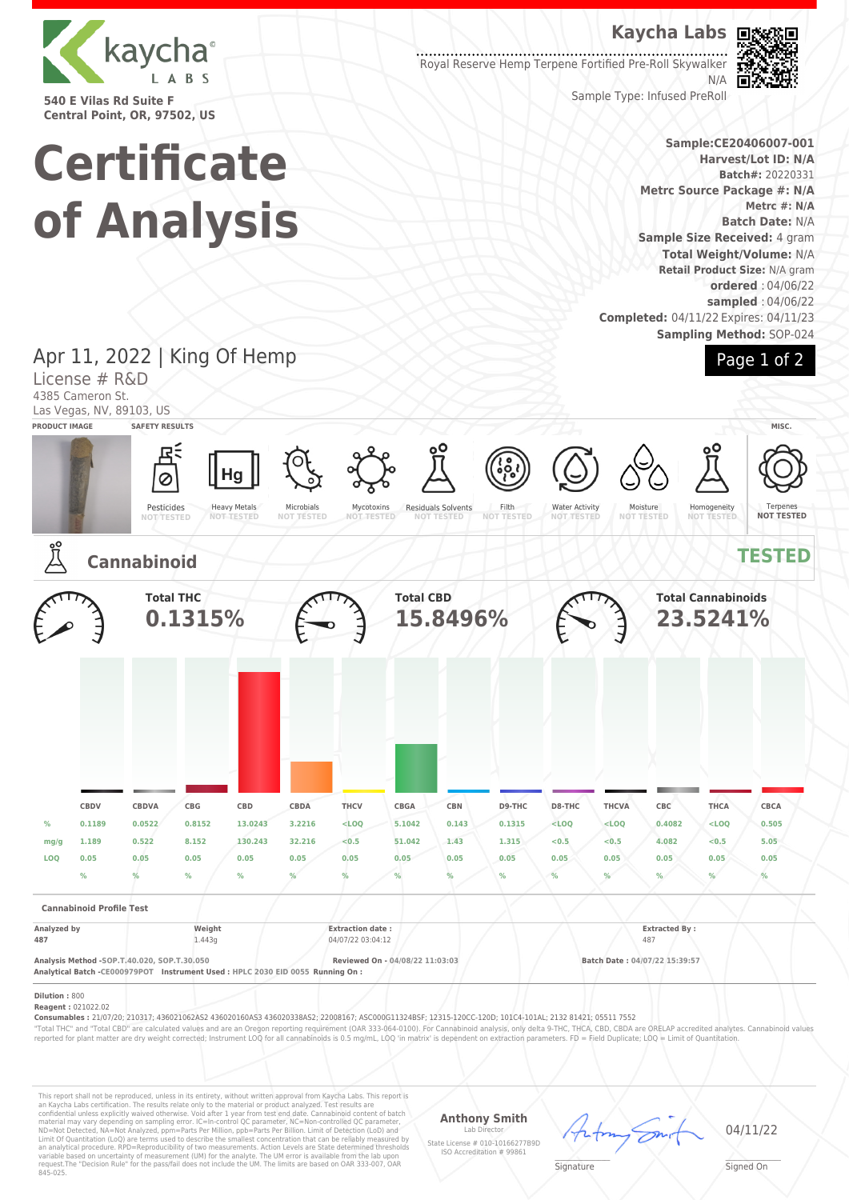kaycha LABS

540 E Vilas Rd Suite F
Central Point, OR, 97502, US

**Kaycha Labs**

Royal Reserve Hemp Terpene Fortified Pre-Roll Skywalker
N/A
Sample Type: Infused PreRoll

# Certificate of Analysis

**Sample:CE20406007-001**
**Harvest/Lot ID: N/A**
**Batch#:** 20220331
**Metrc Source Package #: N/A**
**Metrc #: N/A**
**Batch Date:** N/A
**Sample Size Received:** 4 gram
**Total Weight/Volume:** N/A
**Retail Product Size:** N/A gram
**ordered** : 04/06/22
**sampled** : 04/06/22
**Completed:** 04/11/22 Expires: 04/11/23
**Sampling Method:** SOP-024

Apr 11, 2022 | King Of Hemp
License # R&D
4385 Cameron St.
Las Vegas, NV, 89103, US

**PRODUCT IMAGE** | **SAFETY RESULTS** | **MISC.**

| Pesticides | Heavy Metals | Microbials | Mycotoxins | Residuals Solvents | Filth | Water Activity | Moisture | Homogeneity | Terpenes |
|---|---|---|---|---|---|---|---|---|---|
| NOT TESTED | NOT TESTED | NOT TESTED | NOT TESTED | NOT TESTED | NOT TESTED | NOT TESTED | NOT TESTED | NOT TESTED | NOT TESTED |

## Cannabinoid — TESTED

| Total THC | Total CBD | Total Cannabinoids |
|---|---|---|
| 0.1315% | 15.8496% | 23.5241% |

| | CBDV | CBDVA | CBG | CBD | CBDA | THCV | CBGA | CBN | D9-THC | D8-THC | THCVA | CBC | THCA | CBCA |
|---|---|---|---|---|---|---|---|---|---|---|---|---|---|---|
| % | 0.1189 | 0.0522 | 0.8152 | 13.0243 | 3.2216 | <LOQ | 5.1042 | 0.143 | 0.1315 | <LOQ | <LOQ | 0.4082 | <LOQ | 0.505 |
| mg/g | 1.189 | 0.522 | 8.152 | 130.243 | 32.216 | <0.5 | 51.042 | 1.43 | 1.315 | <0.5 | <0.5 | 4.082 | <0.5 | 5.05 |
| LOQ | 0.05 | 0.05 | 0.05 | 0.05 | 0.05 | 0.05 | 0.05 | 0.05 | 0.05 | 0.05 | 0.05 | 0.05 | 0.05 | 0.05 |
| | % | % | % | % | % | % | % | % | % | % | % | % | % | % |

**Cannabinoid Profile Test**

| Analyzed by | Weight | Extraction date : | Extracted By : |
|---|---|---|---|
| 487 | 1.443g | 04/07/22 03:04:12 | 487 |

**Analysis Method -SOP.T.40.020, SOP.T.30.050** **Reviewed On - 04/08/22 11:03:03** **Batch Date : 04/07/22 15:39:57**
**Analytical Batch -CE000979POT Instrument Used : HPLC 2030 EID 0055 Running On :**

**Dilution :** 800
**Reagent :** 021022.02
**Consumables :** 21/07/20; 210317; 436021062AS2 436020160AS3 436020338AS2; 22008167; ASC000G11324BSF; 12315-120CC-120D; 101C4-101AL; 2132 81421; 05511 7552

"Total THC" and "Total CBD" are calculated values and are an Oregon reporting requirement (OAR 333-064-0100). For Cannabinoid analysis, only delta 9-THC, THCA, CBD, CBDA are ORELAP accredited analytes. Cannabinoid values reported for plant matter are dry weight corrected; Instrument LOQ for all cannabinoids is 0.5 mg/mL, LOQ 'in matrix' is dependent on extraction parameters. FD = Field Duplicate; LOQ = Limit of Quantitation.

This report shall not be reproduced, unless in its entirety, without written approval from Kaycha Labs. This report is an Kaycha Labs certification. The results relate only to the material or product analyzed. Test results are confidential unless explicitly waived otherwise. Void after 1 year from test end date. Cannabinoid content of batch material may vary depending on sampling error. IC=In-control QC parameter, NC=Non-controlled QC parameter, ND=Not Detected, NA=Not Analyzed, ppm=Parts Per Million, ppb=Parts Per Billion. Limit of Detection (LoD) and Limit Of Quantitation (LoQ) are terms used to describe the smallest concentration that can be reliably measured by an analytical procedure. RPD=Reproducibility of two measurements. Action Levels are State determined thresholds variable based on uncertainty of measurement (UM) for the analyte. The UM error is available from the lab upon request.The "Decision Rule" for the pass/fail does not include the UM. The limits are based on OAR 333-007, OAR 845-025.

**Anthony Smith**
Lab Director
State License # 010-10166277B9D
ISO Accreditation # 99861

Signature

04/11/22
Signed On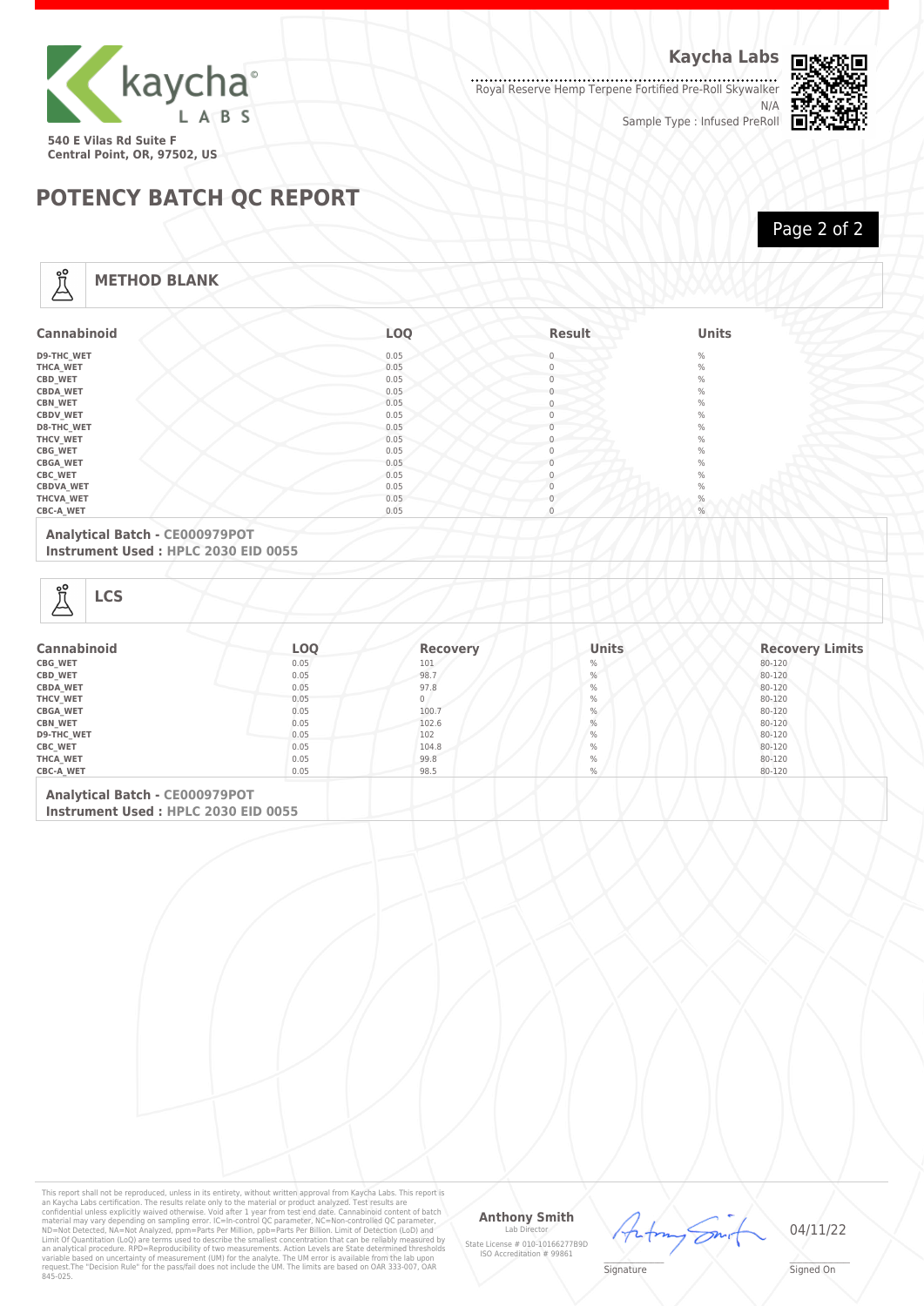Kaycha Labs

540 E Vilas Rd Suite F
Central Point, OR, 97502, US

**Kaycha Labs**

Royal Reserve Hemp Terpene Fortified Pre-Roll Skywalker
N/A
Sample Type : Infused PreRoll

# POTENCY BATCH QC REPORT

## METHOD BLANK

| Cannabinoid | LOQ | Result | Units |
|---|---|---|---|
| D9-THC_WET | 0.05 | 0 | % |
| THCA_WET | 0.05 | 0 | % |
| CBD_WET | 0.05 | 0 | % |
| CBDA_WET | 0.05 | 0 | % |
| CBN_WET | 0.05 | 0 | % |
| CBDV_WET | 0.05 | 0 | % |
| D8-THC_WET | 0.05 | 0 | % |
| THCV_WET | 0.05 | 0 | % |
| CBG_WET | 0.05 | 0 | % |
| CBGA_WET | 0.05 | 0 | % |
| CBC_WET | 0.05 | 0 | % |
| CBDVA_WET | 0.05 | 0 | % |
| THCVA_WET | 0.05 | 0 | % |
| CBC-A_WET | 0.05 | 0 | % |

**Analytical Batch -** CE000979POT
**Instrument Used :** HPLC 2030 EID 0055

## LCS

| Cannabinoid | LOQ | Recovery | Units | Recovery Limits |
|---|---|---|---|---|
| CBG_WET | 0.05 | 101 | % | 80-120 |
| CBD_WET | 0.05 | 98.7 | % | 80-120 |
| CBDA_WET | 0.05 | 97.8 | % | 80-120 |
| THCV_WET | 0.05 | 0 | % | 80-120 |
| CBGA_WET | 0.05 | 100.7 | % | 80-120 |
| CBN_WET | 0.05 | 102.6 | % | 80-120 |
| D9-THC_WET | 0.05 | 102 | % | 80-120 |
| CBC_WET | 0.05 | 104.8 | % | 80-120 |
| THCA_WET | 0.05 | 99.8 | % | 80-120 |
| CBC-A_WET | 0.05 | 98.5 | % | 80-120 |

**Analytical Batch -** CE000979POT
**Instrument Used :** HPLC 2030 EID 0055

This report shall not be reproduced, unless in its entirety, without written approval from Kaycha Labs. This report is an Kaycha Labs certification. The results relate only to the material or product analyzed. Test results are confidential unless explicitly waived otherwise. Void after 1 year from test end date. Cannabinoid content of batch material may vary depending on sampling error. IC=In-control QC parameter, NC=Non-controlled QC parameter, ND=Not Detected, NA=Not Analyzed, ppm=Parts Per Million, ppb=Parts Per Billion. Limit of Detection (LoD) and Limit Of Quantitation (LoQ) are terms used to describe the smallest concentration that can be reliably measured by an analytical procedure. RPD=Reproducibility of two measurements. Action Levels are State determined thresholds variable based on uncertainty of measurement (UM) for the analyte. The UM error is available from the lab upon request.The "Decision Rule" for the pass/fail does not include the UM. The limits are based on OAR 333-007, OAR 845-025.

**Anthony Smith**
Lab Director
State License # 010-10166277B9D
ISO Accreditation # 99861

Signature

04/11/22
Signed On